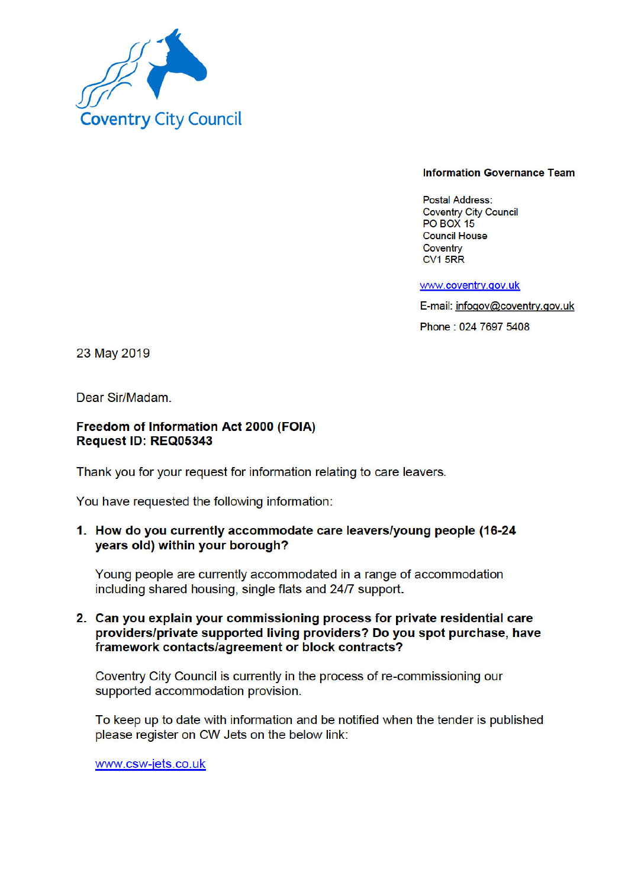Coventry City Council

**Information Governance Team**

Postal Address:
Coventry City Council
PO BOX 15
Council House
Coventry
CV1 5RR

www.coventry.gov.uk

E-mail: infogov@coventry.gov.uk

Phone : 024 7697 5408

23 May 2019

Dear Sir/Madam.

**Freedom of Information Act 2000 (FOIA)**
**Request ID: REQ05343**

Thank you for your request for information relating to care leavers.

You have requested the following information:

1. **How do you currently accommodate care leavers/young people (16-24 years old) within your borough?**

   Young people are currently accommodated in a range of accommodation including shared housing, single flats and 24/7 support.

2. **Can you explain your commissioning process for private residential care providers/private supported living providers? Do you spot purchase, have framework contacts/agreement or block contracts?**

   Coventry City Council is currently in the process of re-commissioning our supported accommodation provision.

   To keep up to date with information and be notified when the tender is published please register on CW Jets on the below link:

   www.csw-jets.co.uk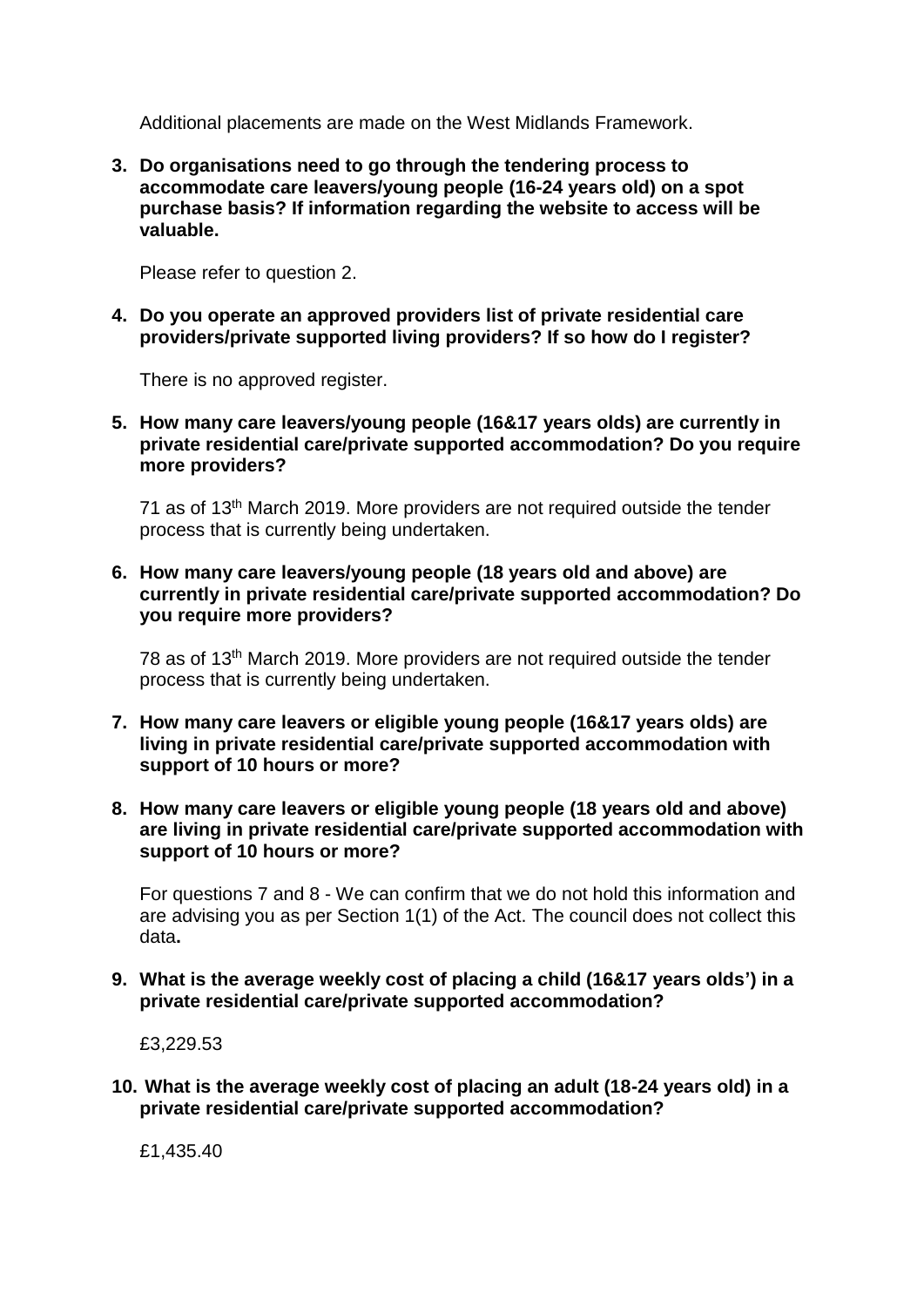Additional placements are made on the West Midlands Framework.

3. **Do organisations need to go through the tendering process to accommodate care leavers/young people (16-24 years old) on a spot purchase basis? If information regarding the website to access will be valuable.**

   Please refer to question 2.

4. **Do you operate an approved providers list of private residential care providers/private supported living providers? If so how do I register?**

   There is no approved register.

5. **How many care leavers/young people (16&17 years olds) are currently in private residential care/private supported accommodation? Do you require more providers?**

   71 as of 13th March 2019. More providers are not required outside the tender process that is currently being undertaken.

6. **How many care leavers/young people (18 years old and above) are currently in private residential care/private supported accommodation? Do you require more providers?**

   78 as of 13th March 2019. More providers are not required outside the tender process that is currently being undertaken.

7. **How many care leavers or eligible young people (16&17 years olds) are living in private residential care/private supported accommodation with support of 10 hours or more?**

8. **How many care leavers or eligible young people (18 years old and above) are living in private residential care/private supported accommodation with support of 10 hours or more?**

   For questions 7 and 8 - We can confirm that we do not hold this information and are advising you as per Section 1(1) of the Act. The council does not collect this data**.**

9. **What is the average weekly cost of placing a child (16&17 years olds') in a private residential care/private supported accommodation?**

   £3,229.53

10. **What is the average weekly cost of placing an adult (18-24 years old) in a private residential care/private supported accommodation?**

    £1,435.40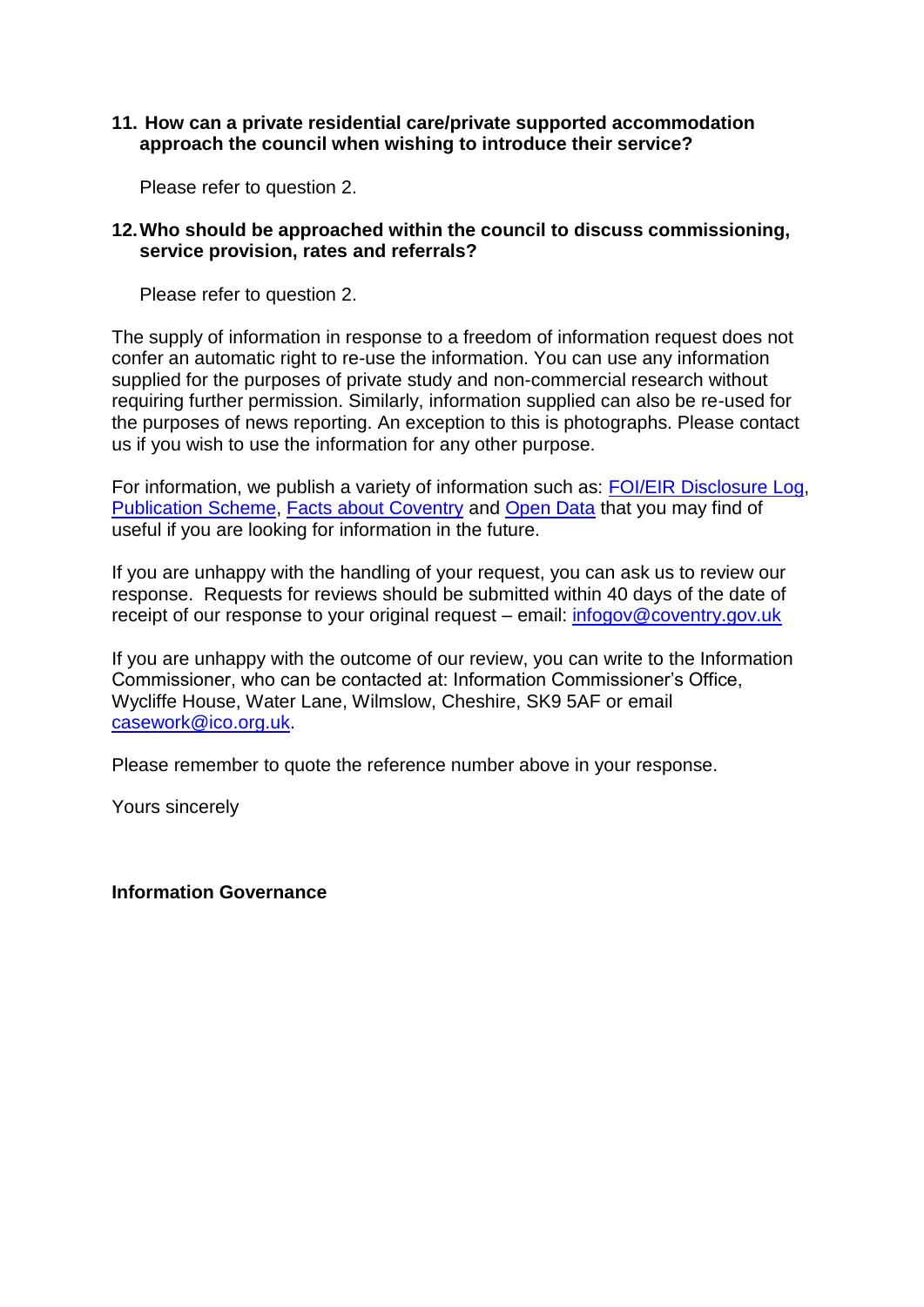**11. How can a private residential care/private supported accommodation approach the council when wishing to introduce their service?**

Please refer to question 2.

**12. Who should be approached within the council to discuss commissioning, service provision, rates and referrals?**

Please refer to question 2.

The supply of information in response to a freedom of information request does not confer an automatic right to re-use the information. You can use any information supplied for the purposes of private study and non-commercial research without requiring further permission. Similarly, information supplied can also be re-used for the purposes of news reporting. An exception to this is photographs. Please contact us if you wish to use the information for any other purpose.

For information, we publish a variety of information such as: [FOI/EIR Disclosure Log](), [Publication Scheme](), [Facts about Coventry]() and [Open Data]() that you may find of useful if you are looking for information in the future.

If you are unhappy with the handling of your request, you can ask us to review our response. Requests for reviews should be submitted within 40 days of the date of receipt of our response to your original request – email: infogov@coventry.gov.uk

If you are unhappy with the outcome of our review, you can write to the Information Commissioner, who can be contacted at: Information Commissioner's Office, Wycliffe House, Water Lane, Wilmslow, Cheshire, SK9 5AF or email casework@ico.org.uk.

Please remember to quote the reference number above in your response.

Yours sincerely

**Information Governance**